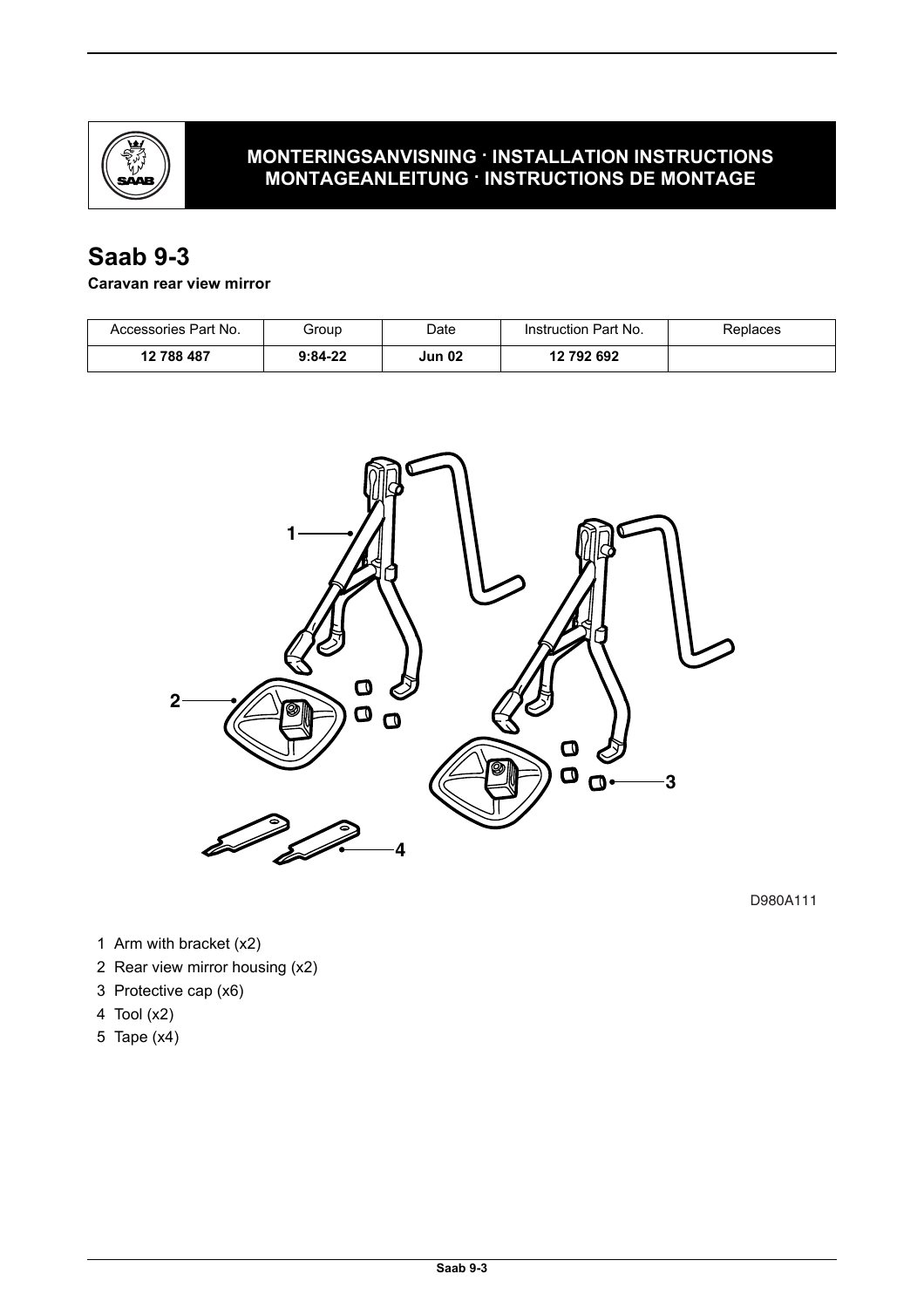MONTERINGSANVISNING · INSTALLATION INSTRUCTIONS
MONTAGEANLEITUNG · INSTRUCTIONS DE MONTAGE

# Saab 9-3

**Caravan rear view mirror**

| Accessories Part No. | Group | Date | Instruction Part No. | Replaces |
|---|---|---|---|---|
| **12 788 487** | **9:84-22** | **Jun 02** | **12 792 692** | |

D980A111

1 Arm with bracket (x2)
2 Rear view mirror housing (x2)
3 Protective cap (x6)
4 Tool (x2)
5 Tape (x4)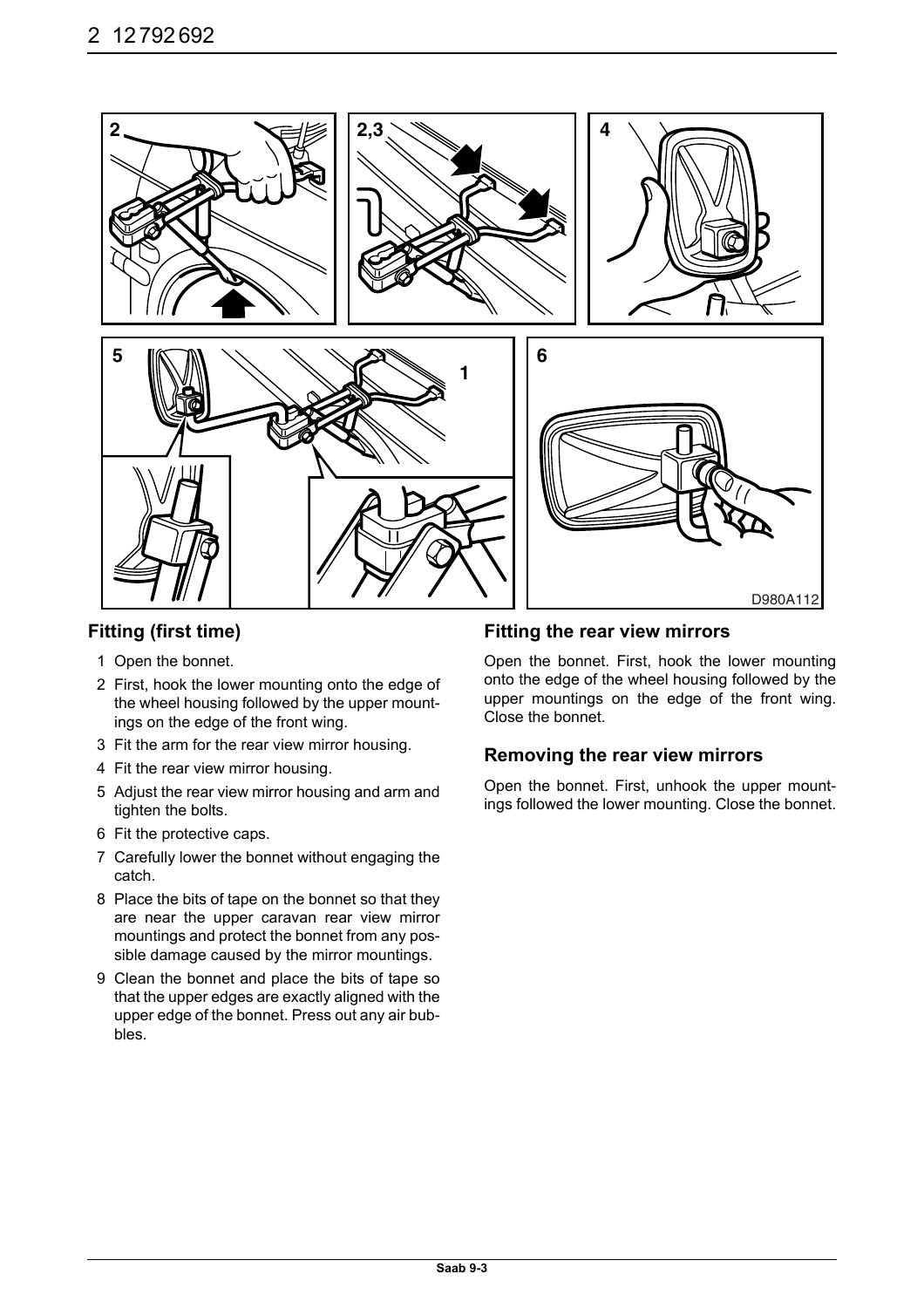## Fitting (first time)

1 Open the bonnet.
2 First, hook the lower mounting onto the edge of the wheel housing followed by the upper mountings on the edge of the front wing.
3 Fit the arm for the rear view mirror housing.
4 Fit the rear view mirror housing.
5 Adjust the rear view mirror housing and arm and tighten the bolts.
6 Fit the protective caps.
7 Carefully lower the bonnet without engaging the catch.
8 Place the bits of tape on the bonnet so that they are near the upper caravan rear view mirror mountings and protect the bonnet from any possible damage caused by the mirror mountings.
9 Clean the bonnet and place the bits of tape so that the upper edges are exactly aligned with the upper edge of the bonnet. Press out any air bubbles.

## Fitting the rear view mirrors

Open the bonnet. First, hook the lower mounting onto the edge of the wheel housing followed by the upper mountings on the edge of the front wing. Close the bonnet.

## Removing the rear view mirrors

Open the bonnet. First, unhook the upper mountings followed the lower mounting. Close the bonnet.